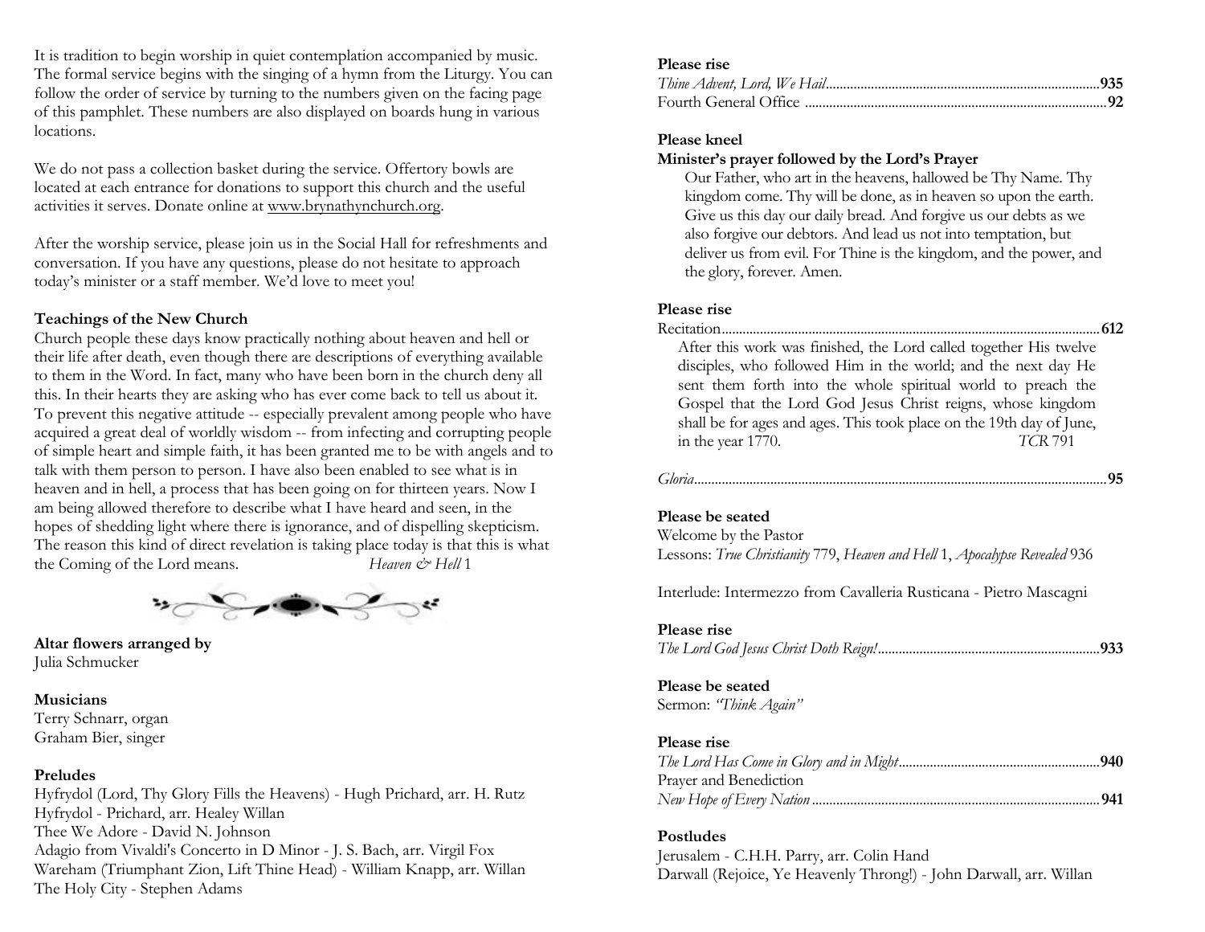It is tradition to begin worship in quiet contemplation accompanied by music. The formal service begins with the singing of a hymn from the Liturgy. You can follow the order of service by turning to the numbers given on the facing page of this pamphlet. These numbers are also displayed on boards hung in various locations.

We do not pass a collection basket during the service. Offertory bowls are located at each entrance for donations to support this church and the useful activities it serves. Donate online at www.brynathynchurch.org.

After the worship service, please join us in the Social Hall for refreshments and conversation. If you have any questions, please do not hesitate to approach today's minister or a staff member. We'd love to meet you!

**Teachings of the New Church**

Church people these days know practically nothing about heaven and hell or their life after death, even though there are descriptions of everything available to them in the Word. In fact, many who have been born in the church deny all this. In their hearts they are asking who has ever come back to tell us about it. To prevent this negative attitude -- especially prevalent among people who have acquired a great deal of worldly wisdom -- from infecting and corrupting people of simple heart and simple faith, it has been granted me to be with angels and to talk with them person to person. I have also been enabled to see what is in heaven and in hell, a process that has been going on for thirteen years. Now I am being allowed therefore to describe what I have heard and seen, in the hopes of shedding light where there is ignorance, and of dispelling skepticism. The reason this kind of direct revelation is taking place today is that this is what the Coming of the Lord means. *Heaven & Hell* 1

**Altar flowers arranged by**
Julia Schmucker

**Musicians**
Terry Schnarr, organ
Graham Bier, singer

**Preludes**
Hyfrydol (Lord, Thy Glory Fills the Heavens) - Hugh Prichard, arr. H. Rutz
Hyfrydol - Prichard, arr. Healey Willan
Thee We Adore - David N. Johnson
Adagio from Vivaldi's Concerto in D Minor - J. S. Bach, arr. Virgil Fox
Wareham (Triumphant Zion, Lift Thine Head) - William Knapp, arr. Willan
The Holy City - Stephen Adams

**Please rise**
*Thine Advent, Lord, We Hail*............................................. **935**
Fourth General Office ............................................. **92**

**Please kneel**
**Minister's prayer followed by the Lord's Prayer**

Our Father, who art in the heavens, hallowed be Thy Name. Thy kingdom come. Thy will be done, as in heaven so upon the earth. Give us this day our daily bread. And forgive us our debts as we also forgive our debtors. And lead us not into temptation, but deliver us from evil. For Thine is the kingdom, and the power, and the glory, forever. Amen.

**Please rise**
Recitation............................................. **612**

After this work was finished, the Lord called together His twelve disciples, who followed Him in the world; and the next day He sent them forth into the whole spiritual world to preach the Gospel that the Lord God Jesus Christ reigns, whose kingdom shall be for ages and ages. This took place on the 19th day of June, in the year 1770. *TCR* 791

*Gloria*............................................. **95**

**Please be seated**
Welcome by the Pastor
Lessons: *True Christianity* 779, *Heaven and Hell* 1, *Apocalypse Revealed* 936

Interlude: Intermezzo from Cavalleria Rusticana - Pietro Mascagni

**Please rise**
*The Lord God Jesus Christ Doth Reign!*............................................. **933**

**Please be seated**
Sermon: *"Think Again"*

**Please rise**
*The Lord Has Come in Glory and in Might*............................................. **940**
Prayer and Benediction
*New Hope of Every Nation*............................................. **941**

**Postludes**
Jerusalem - C.H.H. Parry, arr. Colin Hand
Darwall (Rejoice, Ye Heavenly Throng!) - John Darwall, arr. Willan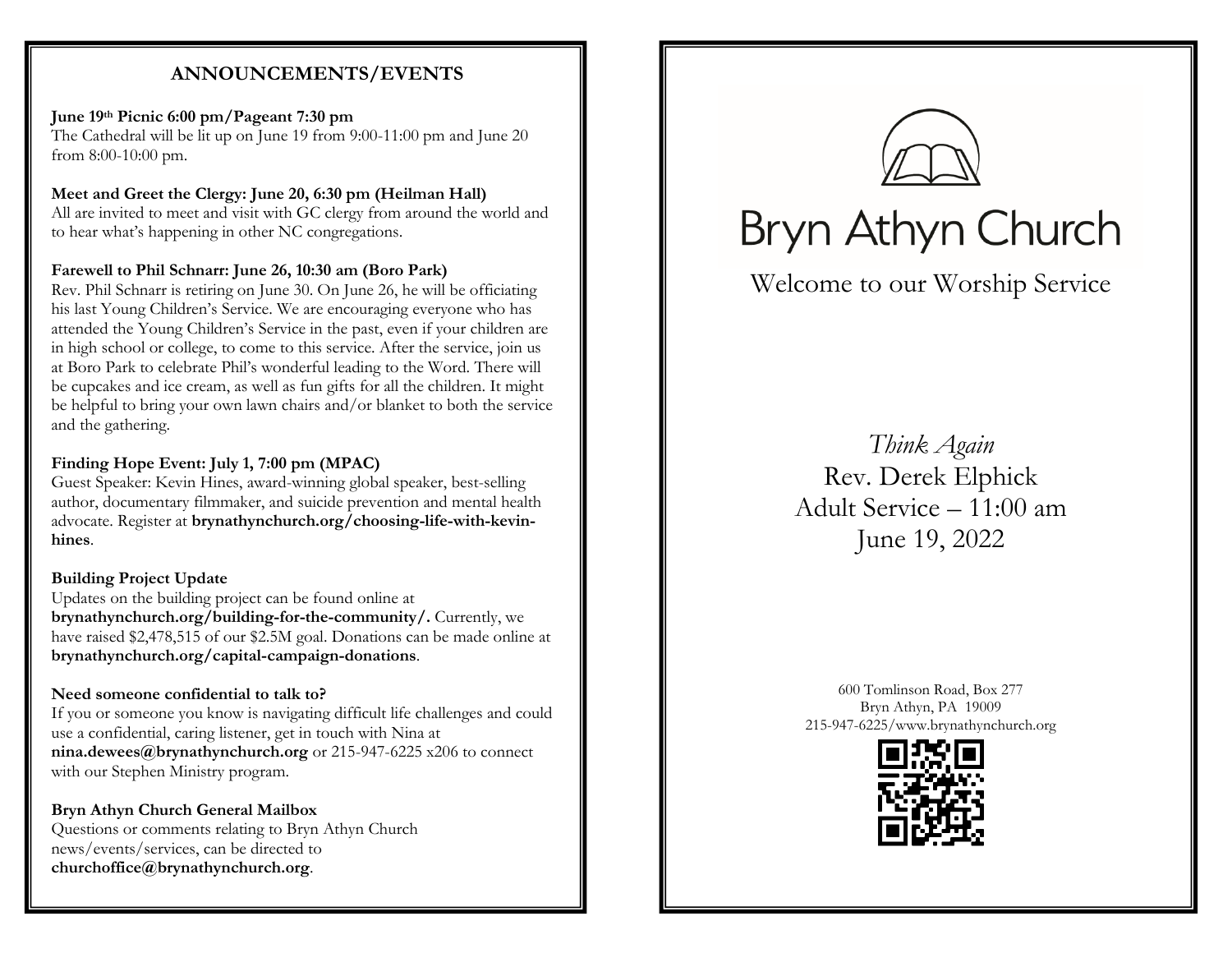## ANNOUNCEMENTS/EVENTS

**June 19th Picnic 6:00 pm/Pageant 7:30 pm**
The Cathedral will be lit up on June 19 from 9:00-11:00 pm and June 20 from 8:00-10:00 pm.

**Meet and Greet the Clergy: June 20, 6:30 pm (Heilman Hall)**
All are invited to meet and visit with GC clergy from around the world and to hear what's happening in other NC congregations.

**Farewell to Phil Schnarr: June 26, 10:30 am (Boro Park)**
Rev. Phil Schnarr is retiring on June 30. On June 26, he will be officiating his last Young Children's Service. We are encouraging everyone who has attended the Young Children's Service in the past, even if your children are in high school or college, to come to this service. After the service, join us at Boro Park to celebrate Phil's wonderful leading to the Word. There will be cupcakes and ice cream, as well as fun gifts for all the children. It might be helpful to bring your own lawn chairs and/or blanket to both the service and the gathering.

**Finding Hope Event: July 1, 7:00 pm (MPAC)**
Guest Speaker: Kevin Hines, award-winning global speaker, best-selling author, documentary filmmaker, and suicide prevention and mental health advocate. Register at **brynathynchurch.org/choosing-life-with-kevin-hines**.

**Building Project Update**
Updates on the building project can be found online at **brynathynchurch.org/building-for-the-community/.** Currently, we have raised $2,478,515 of our $2.5M goal. Donations can be made online at **brynathynchurch.org/capital-campaign-donations**.

**Need someone confidential to talk to?**
If you or someone you know is navigating difficult life challenges and could use a confidential, caring listener, get in touch with Nina at **nina.dewees@brynathynchurch.org** or 215-947-6225 x206 to connect with our Stephen Ministry program.

**Bryn Athyn Church General Mailbox**
Questions or comments relating to Bryn Athyn Church news/events/services, can be directed to **churchoffice@brynathynchurch.org**.

# Bryn Athyn Church

Welcome to our Worship Service

*Think Again*
Rev. Derek Elphick
Adult Service – 11:00 am
June 19, 2022

600 Tomlinson Road, Box 277
Bryn Athyn, PA 19009
215-947-6225/www.brynathynchurch.org